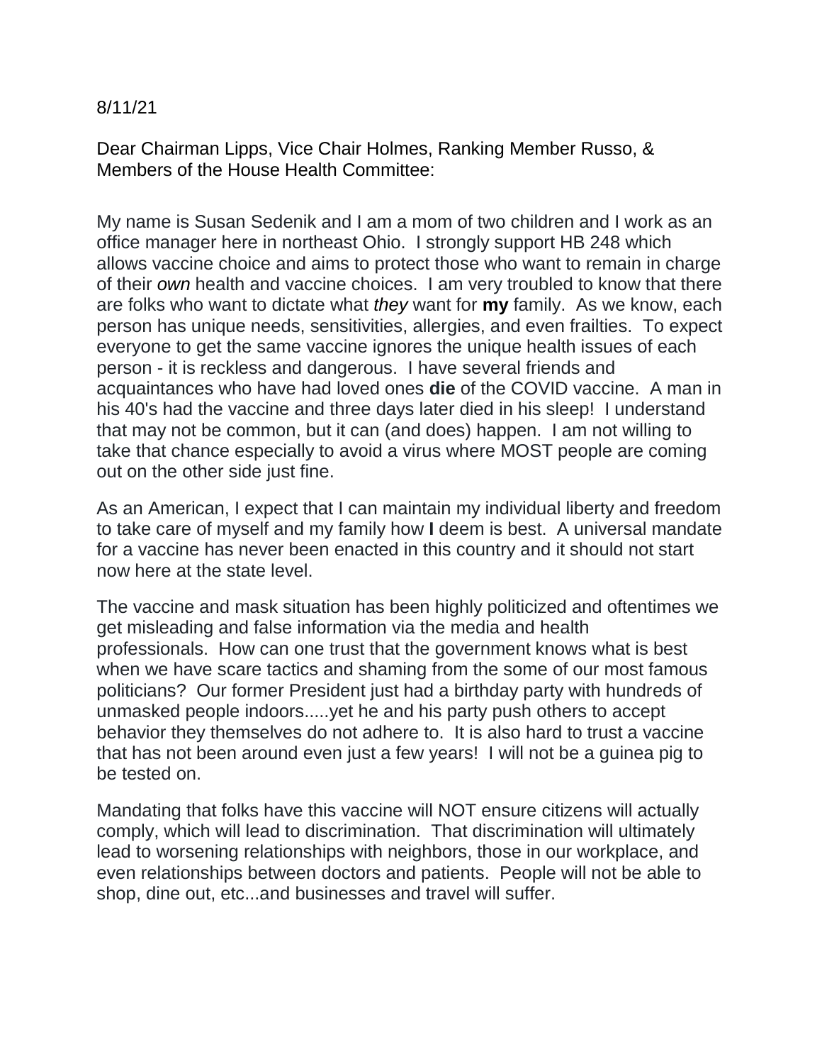8/11/21

Dear Chairman Lipps, Vice Chair Holmes, Ranking Member Russo, & Members of the House Health Committee:

My name is Susan Sedenik and I am a mom of two children and I work as an office manager here in northeast Ohio. I strongly support HB 248 which allows vaccine choice and aims to protect those who want to remain in charge of their *own* health and vaccine choices. I am very troubled to know that there are folks who want to dictate what *they* want for **my** family. As we know, each person has unique needs, sensitivities, allergies, and even frailties. To expect everyone to get the same vaccine ignores the unique health issues of each person - it is reckless and dangerous. I have several friends and acquaintances who have had loved ones **die** of the COVID vaccine. A man in his 40's had the vaccine and three days later died in his sleep! I understand that may not be common, but it can (and does) happen. I am not willing to take that chance especially to avoid a virus where MOST people are coming out on the other side just fine.

As an American, I expect that I can maintain my individual liberty and freedom to take care of myself and my family how **I** deem is best. A universal mandate for a vaccine has never been enacted in this country and it should not start now here at the state level.

The vaccine and mask situation has been highly politicized and oftentimes we get misleading and false information via the media and health professionals. How can one trust that the government knows what is best when we have scare tactics and shaming from the some of our most famous politicians? Our former President just had a birthday party with hundreds of unmasked people indoors.....yet he and his party push others to accept behavior they themselves do not adhere to. It is also hard to trust a vaccine that has not been around even just a few years! I will not be a guinea pig to be tested on.

Mandating that folks have this vaccine will NOT ensure citizens will actually comply, which will lead to discrimination. That discrimination will ultimately lead to worsening relationships with neighbors, those in our workplace, and even relationships between doctors and patients. People will not be able to shop, dine out, etc...and businesses and travel will suffer.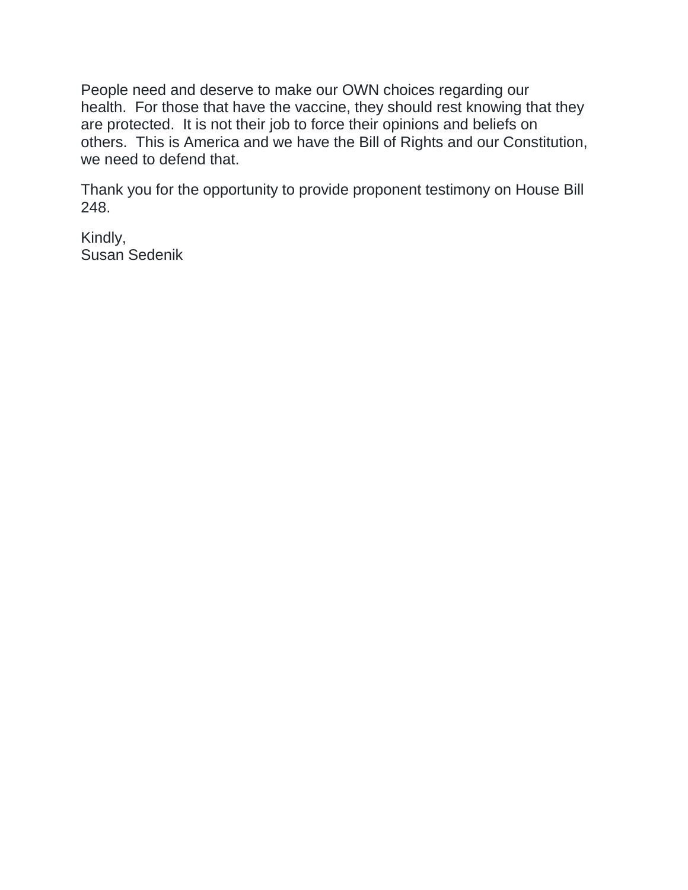People need and deserve to make our OWN choices regarding our health. For those that have the vaccine, they should rest knowing that they are protected. It is not their job to force their opinions and beliefs on others. This is America and we have the Bill of Rights and our Constitution, we need to defend that.

Thank you for the opportunity to provide proponent testimony on House Bill 248.

Kindly,
Susan Sedenik